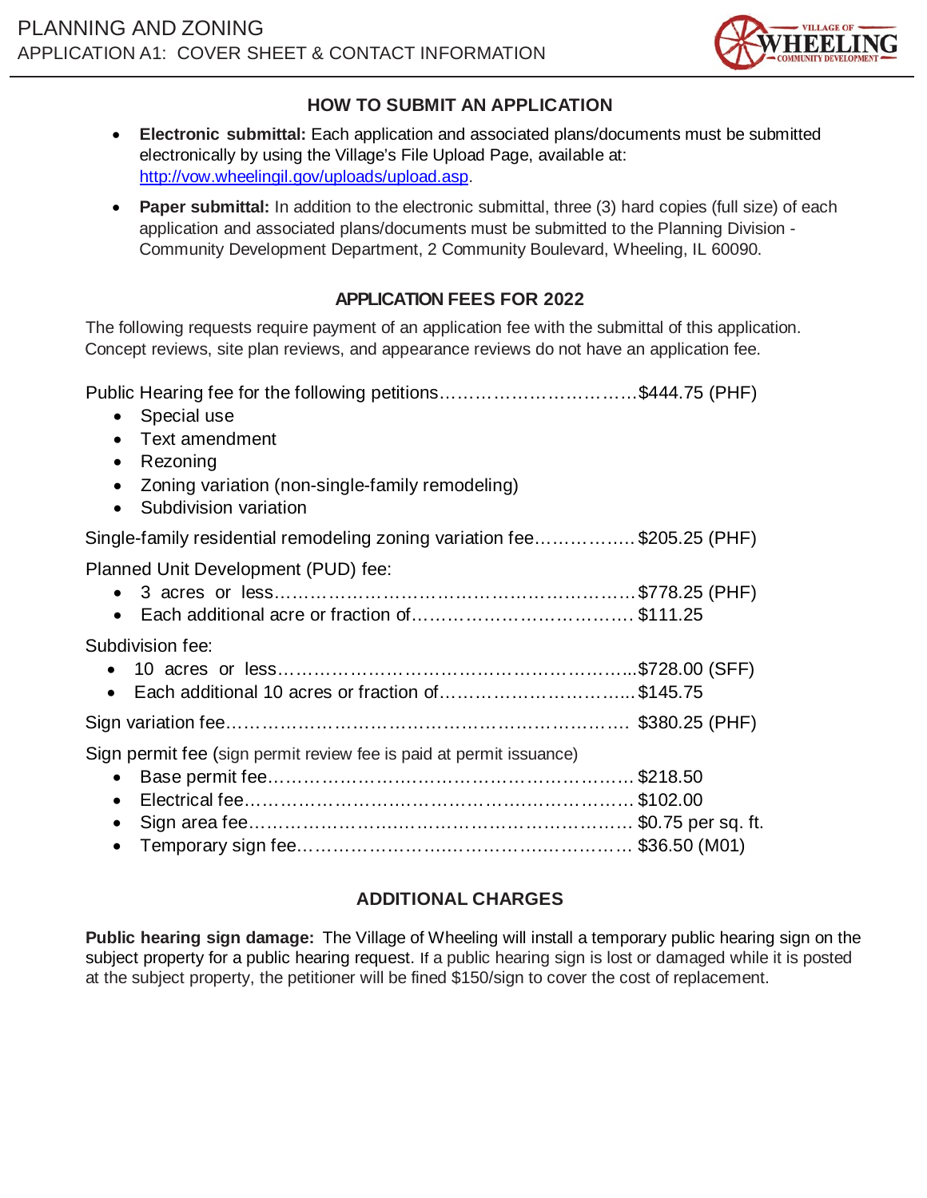# PLANNING AND ZONING

## APPLICATION A1: COVER SHEET & CONTACT INFORMATION

### HOW TO SUBMIT AN APPLICATION

- **Electronic submittal:** Each application and associated plans/documents must be submitted electronically by using the Village's File Upload Page, available at: http://vow.wheelingil.gov/uploads/upload.asp.
- **Paper submittal:** In addition to the electronic submittal, three (3) hard copies (full size) of each application and associated plans/documents must be submitted to the Planning Division - Community Development Department, 2 Community Boulevard, Wheeling, IL 60090.

### APPLICATION FEES FOR 2022

The following requests require payment of an application fee with the submittal of this application. Concept reviews, site plan reviews, and appearance reviews do not have an application fee.

Public Hearing fee for the following petitions……………………………$444.75 (PHF)

- Special use
- Text amendment
- Rezoning
- Zoning variation (non-single-family remodeling)
- Subdivision variation

Single-family residential remodeling zoning variation fee…………….. $205.25 (PHF)

Planned Unit Development (PUD) fee:

- 3 acres or less……………………………………………………$778.25 (PHF)
- Each additional acre or fraction of………………………………. $111.25

Subdivision fee:

- 10 acres or less…………………………………………………..$728.00 (SFF)
- Each additional 10 acres or fraction of…………………………... $145.75

Sign variation fee……………………………………………………………. $380.25 (PHF)

Sign permit fee (sign permit review fee is paid at permit issuance)

- Base permit fee…………………………………………………… $218.50
- Electrical fee………………………………………………………. $102.00
- Sign area fee……………………………………………………… $0.75 per sq. ft.
- Temporary sign fee………………………………………………. $36.50 (M01)

### ADDITIONAL CHARGES

**Public hearing sign damage:** The Village of Wheeling will install a temporary public hearing sign on the subject property for a public hearing request. If a public hearing sign is lost or damaged while it is posted at the subject property, the petitioner will be fined $150/sign to cover the cost of replacement.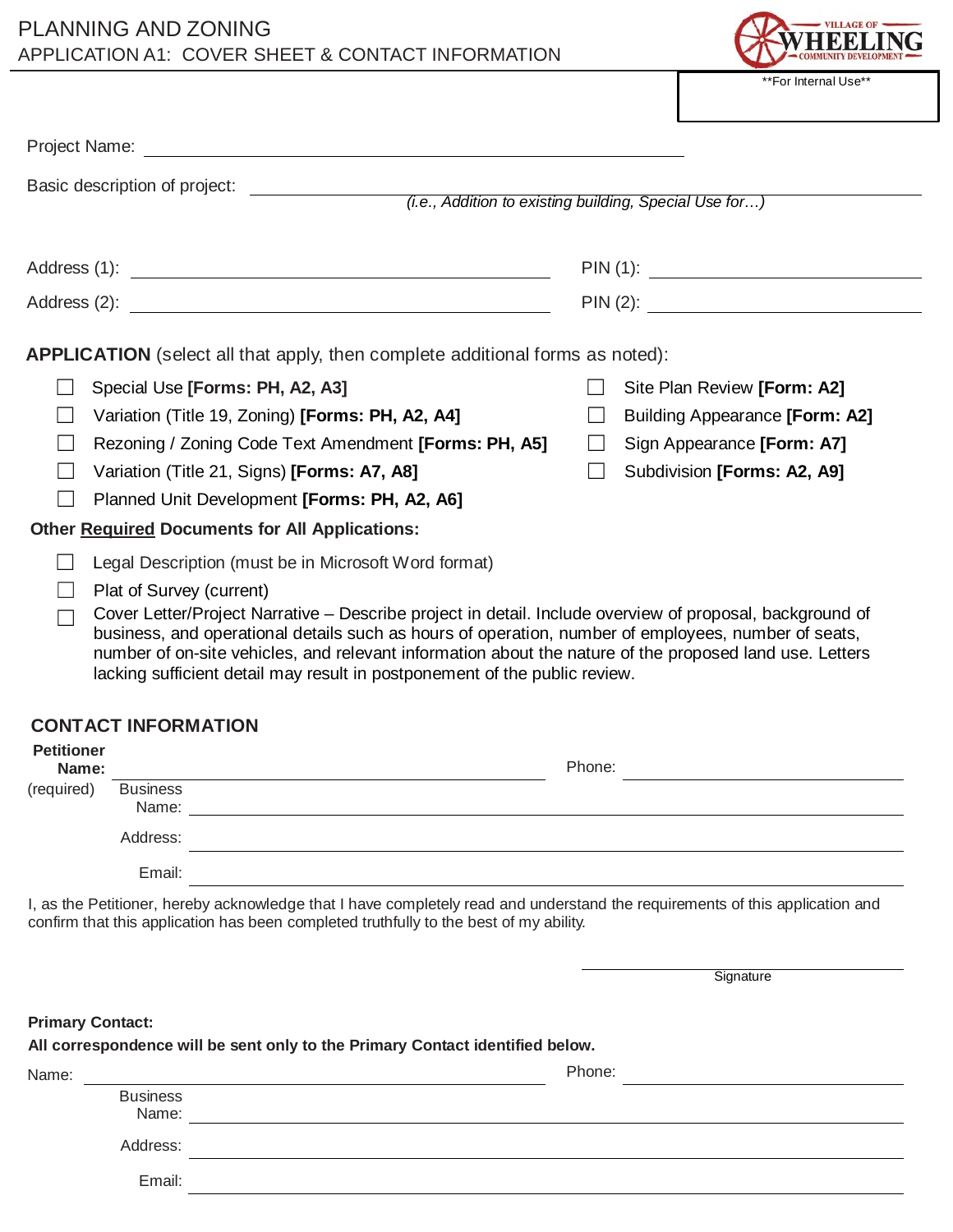# PLANNING AND ZONING
## APPLICATION A1: COVER SHEET & CONTACT INFORMATION

**For Internal Use**

Project Name: ______________________________

Basic description of project: ______________________________
*(i.e., Addition to existing building, Special Use for…)*

Address (1): ______________________ PIN (1): ______________________

Address (2): ______________________ PIN (2): ______________________

**APPLICATION** (select all that apply, then complete additional forms as noted):

- ☐ Special Use **[Forms: PH, A2, A3]**
- ☐ Variation (Title 19, Zoning) **[Forms: PH, A2, A4]**
- ☐ Rezoning / Zoning Code Text Amendment **[Forms: PH, A5]**
- ☐ Variation (Title 21, Signs) **[Forms: A7, A8]**
- ☐ Planned Unit Development **[Forms: PH, A2, A6]**
- ☐ Site Plan Review **[Form: A2]**
- ☐ Building Appearance **[Form: A2]**
- ☐ Sign Appearance **[Form: A7]**
- ☐ Subdivision **[Forms: A2, A9]**

**Other Required Documents for All Applications:**

- ☐ Legal Description (must be in Microsoft Word format)
- ☐ Plat of Survey (current)
- ☐ Cover Letter/Project Narrative – Describe project in detail. Include overview of proposal, background of business, and operational details such as hours of operation, number of employees, number of seats, number of on-site vehicles, and relevant information about the nature of the proposed land use. Letters lacking sufficient detail may result in postponement of the public review.

## CONTACT INFORMATION

**Petitioner Name:** ______________________ Phone: ______________________
(required)

Business Name: ______________________

Address: ______________________

Email: ______________________

I, as the Petitioner, hereby acknowledge that I have completely read and understand the requirements of this application and confirm that this application has been completed truthfully to the best of my ability.

______________________
Signature

**Primary Contact:**

**All correspondence will be sent only to the Primary Contact identified below.**

Name: ______________________ Phone: ______________________

Business Name: ______________________

Address: ______________________

Email: ______________________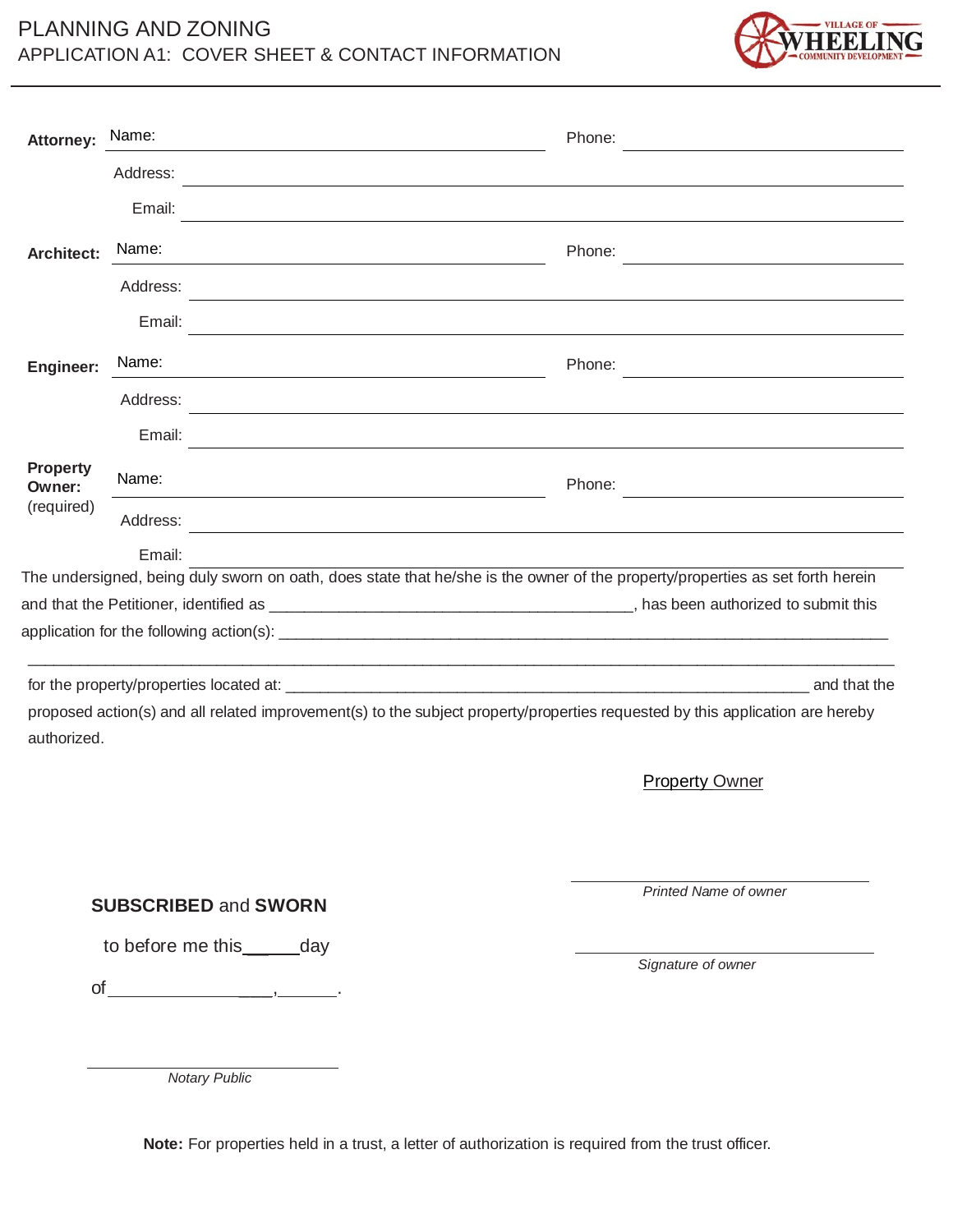# PLANNING AND ZONING

## APPLICATION A1: COVER SHEET & CONTACT INFORMATION

VILLAGE OF WHEELING COMMUNITY DEVELOPMENT

**Attorney:** Name: ______________________ Phone: ______________________

Address: ______________________

Email: ______________________

**Architect:** Name: ______________________ Phone: ______________________

Address: ______________________

Email: ______________________

**Engineer:** Name: ______________________ Phone: ______________________

Address: ______________________

Email: ______________________

**Property Owner:** (required) Name: ______________________ Phone: ______________________

Address: ______________________

Email: ______________________

The undersigned, being duly sworn on oath, does state that he/she is the owner of the property/properties as set forth herein and that the Petitioner, identified as ________________________________________, has been authorized to submit this application for the following action(s): ______________________________________________________________________

______________________________________________________________________________________________

for the property/properties located at: ___________________________________________________________ and that the proposed action(s) and all related improvement(s) to the subject property/properties requested by this application are hereby authorized.

Property Owner

______________________
*Printed Name of owner*

**SUBSCRIBED** and **SWORN**

to before me this_____day

of_________________,______.

______________________
*Signature of owner*

______________________
*Notary Public*

**Note:** For properties held in a trust, a letter of authorization is required from the trust officer.